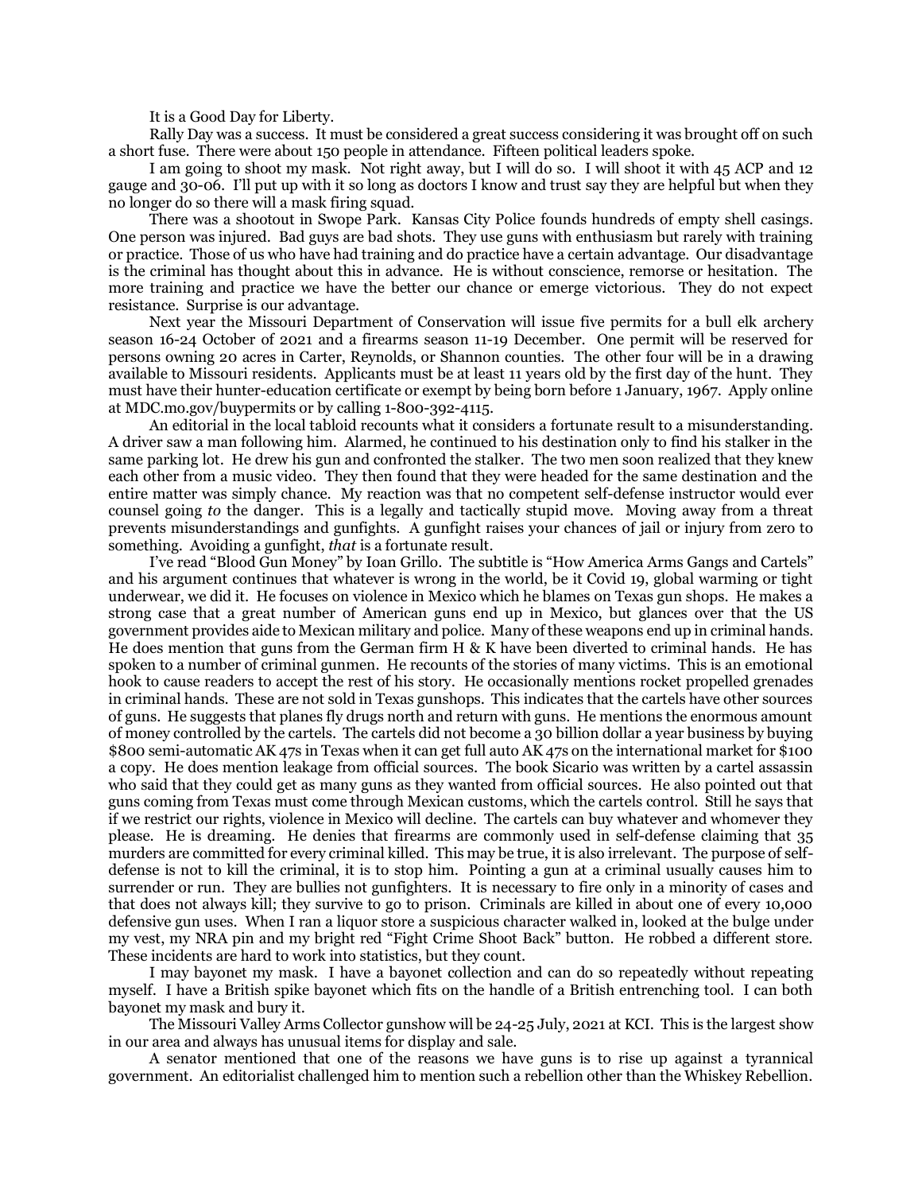It is a Good Day for Liberty.

Rally Day was a success. It must be considered a great success considering it was brought off on such a short fuse. There were about 150 people in attendance. Fifteen political leaders spoke.

I am going to shoot my mask. Not right away, but I will do so. I will shoot it with 45 ACP and 12 gauge and 30-06. I'll put up with it so long as doctors I know and trust say they are helpful but when they no longer do so there will a mask firing squad.

There was a shootout in Swope Park. Kansas City Police founds hundreds of empty shell casings. One person was injured. Bad guys are bad shots. They use guns with enthusiasm but rarely with training or practice. Those of us who have had training and do practice have a certain advantage. Our disadvantage is the criminal has thought about this in advance. He is without conscience, remorse or hesitation. The more training and practice we have the better our chance or emerge victorious. They do not expect resistance. Surprise is our advantage.

Next year the Missouri Department of Conservation will issue five permits for a bull elk archery season 16-24 October of 2021 and a firearms season 11-19 December. One permit will be reserved for persons owning 20 acres in Carter, Reynolds, or Shannon counties. The other four will be in a drawing available to Missouri residents. Applicants must be at least 11 years old by the first day of the hunt. They must have their hunter-education certificate or exempt by being born before 1 January, 1967. Apply online at MDC.mo.gov/buypermits or by calling 1-800-392-4115.

An editorial in the local tabloid recounts what it considers a fortunate result to a misunderstanding. A driver saw a man following him. Alarmed, he continued to his destination only to find his stalker in the same parking lot. He drew his gun and confronted the stalker. The two men soon realized that they knew each other from a music video. They then found that they were headed for the same destination and the entire matter was simply chance. My reaction was that no competent self-defense instructor would ever counsel going *to* the danger. This is a legally and tactically stupid move. Moving away from a threat prevents misunderstandings and gunfights. A gunfight raises your chances of jail or injury from zero to something. Avoiding a gunfight, *that* is a fortunate result.

I've read "Blood Gun Money" by Ioan Grillo. The subtitle is "How America Arms Gangs and Cartels" and his argument continues that whatever is wrong in the world, be it Covid 19, global warming or tight underwear, we did it. He focuses on violence in Mexico which he blames on Texas gun shops. He makes a strong case that a great number of American guns end up in Mexico, but glances over that the US government provides aide to Mexican military and police. Many of these weapons end up in criminal hands. He does mention that guns from the German firm H & K have been diverted to criminal hands. He has spoken to a number of criminal gunmen. He recounts of the stories of many victims. This is an emotional hook to cause readers to accept the rest of his story. He occasionally mentions rocket propelled grenades in criminal hands. These are not sold in Texas gunshops. This indicates that the cartels have other sources of guns. He suggests that planes fly drugs north and return with guns. He mentions the enormous amount of money controlled by the cartels. The cartels did not become a 30 billion dollar a year business by buying $800 semi-automatic AK 47s in Texas when it can get full auto AK 47s on the international market for $100 a copy. He does mention leakage from official sources. The book Sicario was written by a cartel assassin who said that they could get as many guns as they wanted from official sources. He also pointed out that guns coming from Texas must come through Mexican customs, which the cartels control. Still he says that if we restrict our rights, violence in Mexico will decline. The cartels can buy whatever and whomever they please. He is dreaming. He denies that firearms are commonly used in self-defense claiming that 35 murders are committed for every criminal killed. This may be true, it is also irrelevant. The purpose of self-defense is not to kill the criminal, it is to stop him. Pointing a gun at a criminal usually causes him to surrender or run. They are bullies not gunfighters. It is necessary to fire only in a minority of cases and that does not always kill; they survive to go to prison. Criminals are killed in about one of every 10,000 defensive gun uses. When I ran a liquor store a suspicious character walked in, looked at the bulge under my vest, my NRA pin and my bright red "Fight Crime Shoot Back" button. He robbed a different store. These incidents are hard to work into statistics, but they count.

I may bayonet my mask. I have a bayonet collection and can do so repeatedly without repeating myself. I have a British spike bayonet which fits on the handle of a British entrenching tool. I can both bayonet my mask and bury it.

The Missouri Valley Arms Collector gunshow will be 24-25 July, 2021 at KCI. This is the largest show in our area and always has unusual items for display and sale.

A senator mentioned that one of the reasons we have guns is to rise up against a tyrannical government. An editorialist challenged him to mention such a rebellion other than the Whiskey Rebellion.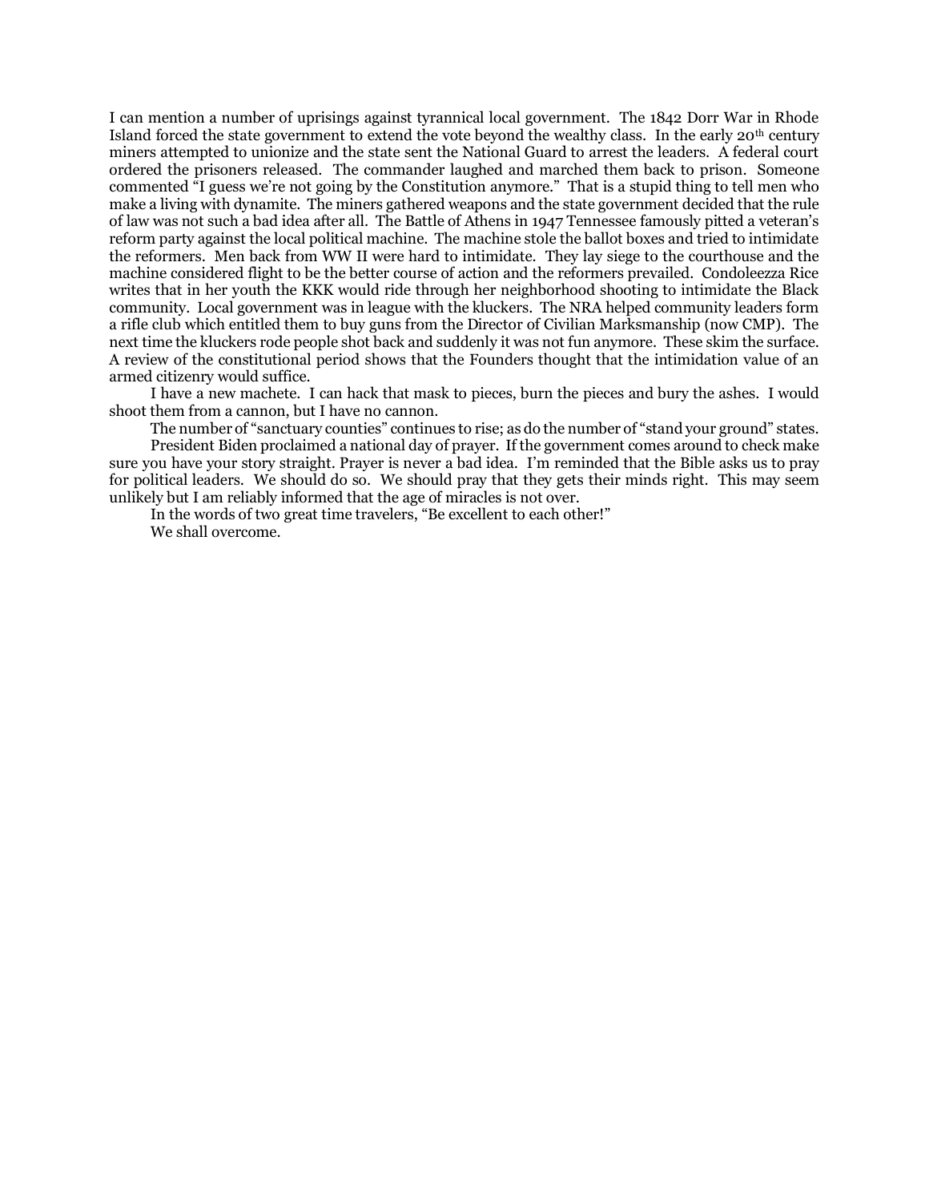I can mention a number of uprisings against tyrannical local government. The 1842 Dorr War in Rhode Island forced the state government to extend the vote beyond the wealthy class. In the early 20th century miners attempted to unionize and the state sent the National Guard to arrest the leaders. A federal court ordered the prisoners released. The commander laughed and marched them back to prison. Someone commented "I guess we're not going by the Constitution anymore." That is a stupid thing to tell men who make a living with dynamite. The miners gathered weapons and the state government decided that the rule of law was not such a bad idea after all. The Battle of Athens in 1947 Tennessee famously pitted a veteran's reform party against the local political machine. The machine stole the ballot boxes and tried to intimidate the reformers. Men back from WW II were hard to intimidate. They lay siege to the courthouse and the machine considered flight to be the better course of action and the reformers prevailed. Condoleezza Rice writes that in her youth the KKK would ride through her neighborhood shooting to intimidate the Black community. Local government was in league with the kluckers. The NRA helped community leaders form a rifle club which entitled them to buy guns from the Director of Civilian Marksmanship (now CMP). The next time the kluckers rode people shot back and suddenly it was not fun anymore. These skim the surface. A review of the constitutional period shows that the Founders thought that the intimidation value of an armed citizenry would suffice.

I have a new machete. I can hack that mask to pieces, burn the pieces and bury the ashes. I would shoot them from a cannon, but I have no cannon.

The number of "sanctuary counties" continues to rise; as do the number of "stand your ground" states.

President Biden proclaimed a national day of prayer. If the government comes around to check make sure you have your story straight. Prayer is never a bad idea. I'm reminded that the Bible asks us to pray for political leaders. We should do so. We should pray that they gets their minds right. This may seem unlikely but I am reliably informed that the age of miracles is not over.

In the words of two great time travelers, "Be excellent to each other!"

We shall overcome.